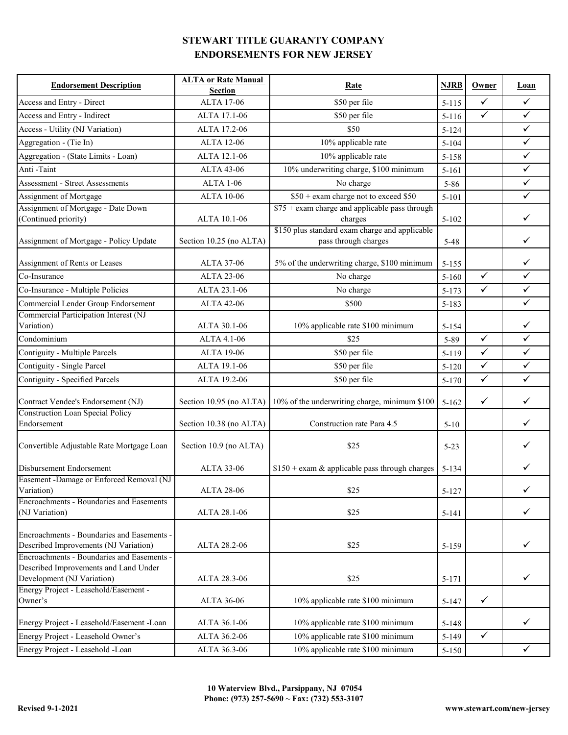# STEWART TITLE GUARANTY COMPANY
# ENDORSEMENTS FOR NEW JERSEY

| Endorsement Description | ALTA or Rate Manual Section | Rate | NJRB | Owner | Loan |
|---|---|---|---|---|---|
| Access and Entry - Direct | ALTA 17-06 | $50 per file | 5-115 | ✓ | ✓ |
| Access and Entry - Indirect | ALTA 17.1-06 | $50 per file | 5-116 | ✓ | ✓ |
| Access - Utility (NJ Variation) | ALTA 17.2-06 | $50 | 5-124 | | ✓ |
| Aggregation - (Tie In) | ALTA 12-06 | 10% applicable rate | 5-104 | | ✓ |
| Aggregation - (State Limits - Loan) | ALTA 12.1-06 | 10% applicable rate | 5-158 | | ✓ |
| Anti -Taint | ALTA 43-06 | 10% underwriting charge, $100 minimum | 5-161 | | ✓ |
| Assessment - Street Assessments | ALTA 1-06 | No charge | 5-86 | | ✓ |
| Assignment of Mortgage | ALTA 10-06 | $50 + exam charge not to exceed $50 | 5-101 | | ✓ |
| Assignment of Mortgage - Date Down (Continued priority) | ALTA 10.1-06 | $75 + exam charge and applicable pass through charges | 5-102 | | ✓ |
| Assignment of Mortgage - Policy Update | Section 10.25 (no ALTA) | $150 plus standard exam charge and applicable pass through charges | 5-48 | | ✓ |
| Assignment of Rents or Leases | ALTA 37-06 | 5% of the underwriting charge, $100 minimum | 5-155 | | ✓ |
| Co-Insurance | ALTA 23-06 | No charge | 5-160 | ✓ | ✓ |
| Co-Insurance - Multiple Policies | ALTA 23.1-06 | No charge | 5-173 | ✓ | ✓ |
| Commercial Lender Group Endorsement | ALTA 42-06 | $500 | 5-183 | | ✓ |
| Commercial Participation Interest (NJ Variation) | ALTA 30.1-06 | 10% applicable rate $100 minimum | 5-154 | | ✓ |
| Condominium | ALTA 4.1-06 | $25 | 5-89 | ✓ | ✓ |
| Contiguity - Multiple Parcels | ALTA 19-06 | $50 per file | 5-119 | ✓ | ✓ |
| Contiguity - Single Parcel | ALTA 19.1-06 | $50 per file | 5-120 | ✓ | ✓ |
| Contiguity - Specified Parcels | ALTA 19.2-06 | $50 per file | 5-170 | ✓ | ✓ |
| Contract Vendee's Endorsement (NJ) | Section 10.95 (no ALTA) | 10% of the underwriting charge, minimum $100 | 5-162 | ✓ | ✓ |
| Construction Loan Special Policy Endorsement | Section 10.38 (no ALTA) | Construction rate Para 4.5 | 5-10 | | ✓ |
| Convertible Adjustable Rate Mortgage Loan | Section 10.9 (no ALTA) | $25 | 5-23 | | ✓ |
| Disbursement Endorsement | ALTA 33-06 | $150 + exam & applicable pass through charges | 5-134 | | ✓ |
| Easement -Damage or Enforced Removal (NJ Variation) | ALTA 28-06 | $25 | 5-127 | | ✓ |
| Encroachments - Boundaries and Easements (NJ Variation) | ALTA 28.1-06 | $25 | 5-141 | | ✓ |
| Encroachments - Boundaries and Easements - Described Improvements (NJ Variation) | ALTA 28.2-06 | $25 | 5-159 | | ✓ |
| Encroachments - Boundaries and Easements - Described Improvements and Land Under Development (NJ Variation) | ALTA 28.3-06 | $25 | 5-171 | | ✓ |
| Energy Project - Leasehold/Easement - Owner's | ALTA 36-06 | 10% applicable rate $100 minimum | 5-147 | ✓ | |
| Energy Project - Leasehold/Easement -Loan | ALTA 36.1-06 | 10% applicable rate $100 minimum | 5-148 | | ✓ |
| Energy Project - Leasehold Owner's | ALTA 36.2-06 | 10% applicable rate $100 minimum | 5-149 | ✓ | |
| Energy Project - Leasehold -Loan | ALTA 36.3-06 | 10% applicable rate $100 minimum | 5-150 | | ✓ |

**10 Waterview Blvd., Parsippany, NJ 07054**
**Phone: (973) 257-5690 ~ Fax: (732) 553-3107**

**Revised 9-1-2021**

**www.stewart.com/new-jersey**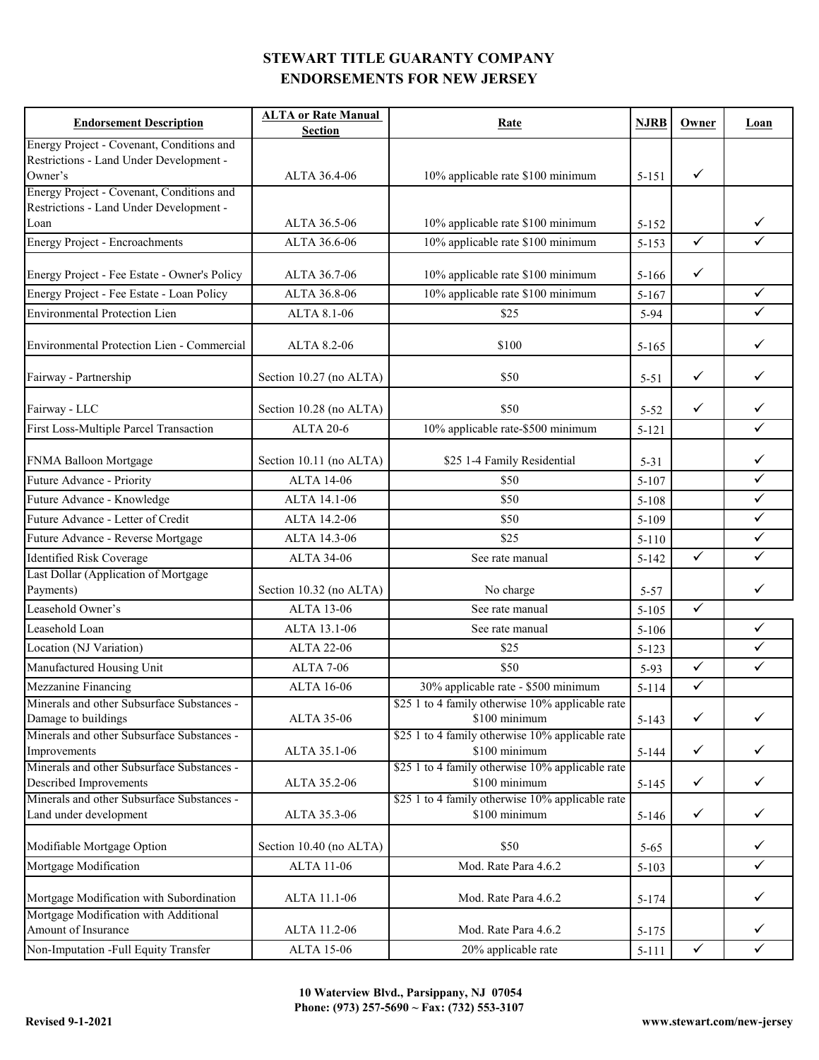# STEWART TITLE GUARANTY COMPANY
## ENDORSEMENTS FOR NEW JERSEY

| Endorsement Description | ALTA or Rate Manual Section | Rate | NJRB | Owner | Loan |
|---|---|---|---|---|---|
| Energy Project - Covenant, Conditions and Restrictions - Land Under Development - Owner's | ALTA 36.4-06 | 10% applicable rate $100 minimum | 5-151 | ✓ | |
| Energy Project - Covenant, Conditions and Restrictions - Land Under Development - Loan | ALTA 36.5-06 | 10% applicable rate $100 minimum | 5-152 | | ✓ |
| Energy Project - Encroachments | ALTA 36.6-06 | 10% applicable rate $100 minimum | 5-153 | ✓ | ✓ |
| Energy Project - Fee Estate - Owner's Policy | ALTA 36.7-06 | 10% applicable rate $100 minimum | 5-166 | ✓ | |
| Energy Project - Fee Estate - Loan Policy | ALTA 36.8-06 | 10% applicable rate $100 minimum | 5-167 | | ✓ |
| Environmental Protection Lien | ALTA 8.1-06 | $25 | 5-94 | | ✓ |
| Environmental Protection Lien - Commercial | ALTA 8.2-06 | $100 | 5-165 | | ✓ |
| Fairway - Partnership | Section 10.27 (no ALTA) | $50 | 5-51 | ✓ | ✓ |
| Fairway - LLC | Section 10.28 (no ALTA) | $50 | 5-52 | ✓ | ✓ |
| First Loss-Multiple Parcel Transaction | ALTA 20-6 | 10% applicable rate-$500 minimum | 5-121 | | ✓ |
| FNMA Balloon Mortgage | Section 10.11 (no ALTA) | $25 1-4 Family Residential | 5-31 | | ✓ |
| Future Advance - Priority | ALTA 14-06 | $50 | 5-107 | | ✓ |
| Future Advance - Knowledge | ALTA 14.1-06 | $50 | 5-108 | | ✓ |
| Future Advance - Letter of Credit | ALTA 14.2-06 | $50 | 5-109 | | ✓ |
| Future Advance - Reverse Mortgage | ALTA 14.3-06 | $25 | 5-110 | | ✓ |
| Identified Risk Coverage | ALTA 34-06 | See rate manual | 5-142 | ✓ | ✓ |
| Last Dollar (Application of Mortgage Payments) | Section 10.32 (no ALTA) | No charge | 5-57 | | ✓ |
| Leasehold Owner's | ALTA 13-06 | See rate manual | 5-105 | ✓ | |
| Leasehold Loan | ALTA 13.1-06 | See rate manual | 5-106 | | ✓ |
| Location (NJ Variation) | ALTA 22-06 | $25 | 5-123 | | ✓ |
| Manufactured Housing Unit | ALTA 7-06 | $50 | 5-93 | ✓ | ✓ |
| Mezzanine Financing | ALTA 16-06 | 30% applicable rate - $500 minimum | 5-114 | ✓ | |
| Minerals and other Subsurface Substances - Damage to buildings | ALTA 35-06 | $25 1 to 4 family otherwise 10% applicable rate $100 minimum | 5-143 | ✓ | ✓ |
| Minerals and other Subsurface Substances - Improvements | ALTA 35.1-06 | $25 1 to 4 family otherwise 10% applicable rate $100 minimum | 5-144 | ✓ | ✓ |
| Minerals and other Subsurface Substances - Described Improvements | ALTA 35.2-06 | $25 1 to 4 family otherwise 10% applicable rate $100 minimum | 5-145 | ✓ | ✓ |
| Minerals and other Subsurface Substances - Land under development | ALTA 35.3-06 | $25 1 to 4 family otherwise 10% applicable rate $100 minimum | 5-146 | ✓ | ✓ |
| Modifiable Mortgage Option | Section 10.40 (no ALTA) | $50 | 5-65 | | ✓ |
| Mortgage Modification | ALTA 11-06 | Mod. Rate Para 4.6.2 | 5-103 | | ✓ |
| Mortgage Modification with Subordination | ALTA 11.1-06 | Mod. Rate Para 4.6.2 | 5-174 | | ✓ |
| Mortgage Modification with Additional Amount of Insurance | ALTA 11.2-06 | Mod. Rate Para 4.6.2 | 5-175 | | ✓ |
| Non-Imputation -Full Equity Transfer | ALTA 15-06 | 20% applicable rate | 5-111 | ✓ | ✓ |

**10 Waterview Blvd., Parsippany, NJ 07054**
**Phone: (973) 257-5690 ~ Fax: (732) 553-3107**

**Revised 9-1-2021** **www.stewart.com/new-jersey**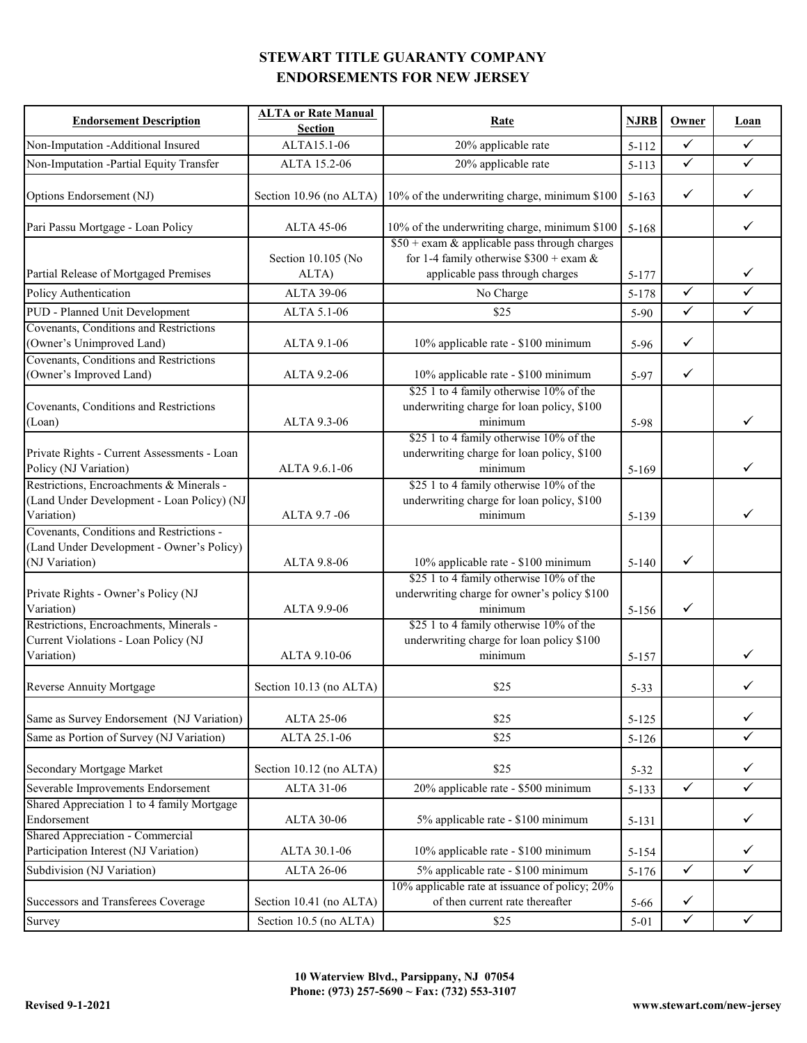# STEWART TITLE GUARANTY COMPANY
## ENDORSEMENTS FOR NEW JERSEY

| Endorsement Description | ALTA or Rate Manual Section | Rate | NJRB | Owner | Loan |
|---|---|---|---|---|---|
| Non-Imputation -Additional Insured | ALTA15.1-06 | 20% applicable rate | 5-112 | ✓ | ✓ |
| Non-Imputation -Partial Equity Transfer | ALTA 15.2-06 | 20% applicable rate | 5-113 | ✓ | ✓ |
| Options Endorsement (NJ) | Section 10.96 (no ALTA) | 10% of the underwriting charge, minimum $100 | 5-163 | ✓ | ✓ |
| Pari Passu Mortgage - Loan Policy | ALTA 45-06 | 10% of the underwriting charge, minimum $100 | 5-168 | | ✓ |
| Partial Release of Mortgaged Premises | Section 10.105 (No ALTA) | $50 + exam & applicable pass through charges for 1-4 family otherwise $300 + exam & applicable pass through charges | 5-177 | | ✓ |
| Policy Authentication | ALTA 39-06 | No Charge | 5-178 | ✓ | ✓ |
| PUD - Planned Unit Development | ALTA 5.1-06 | $25 | 5-90 | ✓ | ✓ |
| Covenants, Conditions and Restrictions (Owner's Unimproved Land) | ALTA 9.1-06 | 10% applicable rate - $100 minimum | 5-96 | ✓ | |
| Covenants, Conditions and Restrictions (Owner's Improved Land) | ALTA 9.2-06 | 10% applicable rate - $100 minimum | 5-97 | ✓ | |
| Covenants, Conditions and Restrictions (Loan) | ALTA 9.3-06 | $25 1 to 4 family otherwise 10% of the underwriting charge for loan policy, $100 minimum | 5-98 | | ✓ |
| Private Rights - Current Assessments - Loan Policy (NJ Variation) | ALTA 9.6.1-06 | $25 1 to 4 family otherwise 10% of the underwriting charge for loan policy, $100 minimum | 5-169 | | ✓ |
| Restrictions, Encroachments & Minerals - (Land Under Development - Loan Policy) (NJ Variation) | ALTA 9.7 -06 | $25 1 to 4 family otherwise 10% of the underwriting charge for loan policy, $100 minimum | 5-139 | | ✓ |
| Covenants, Conditions and Restrictions - (Land Under Development - Owner's Policy) (NJ Variation) | ALTA 9.8-06 | 10% applicable rate - $100 minimum | 5-140 | ✓ | |
| Private Rights - Owner's Policy (NJ Variation) | ALTA 9.9-06 | $25 1 to 4 family otherwise 10% of the underwriting charge for owner's policy $100 minimum | 5-156 | ✓ | |
| Restrictions, Encroachments, Minerals - Current Violations - Loan Policy (NJ Variation) | ALTA 9.10-06 | $25 1 to 4 family otherwise 10% of the underwriting charge for loan policy $100 minimum | 5-157 | | ✓ |
| Reverse Annuity Mortgage | Section 10.13 (no ALTA) | $25 | 5-33 | | ✓ |
| Same as Survey Endorsement (NJ Variation) | ALTA 25-06 | $25 | 5-125 | | ✓ |
| Same as Portion of Survey (NJ Variation) | ALTA 25.1-06 | $25 | 5-126 | | ✓ |
| Secondary Mortgage Market | Section 10.12 (no ALTA) | $25 | 5-32 | | ✓ |
| Severable Improvements Endorsement | ALTA 31-06 | 20% applicable rate - $500 minimum | 5-133 | ✓ | ✓ |
| Shared Appreciation 1 to 4 family Mortgage Endorsement | ALTA 30-06 | 5% applicable rate - $100 minimum | 5-131 | | ✓ |
| Shared Appreciation - Commercial Participation Interest (NJ Variation) | ALTA 30.1-06 | 10% applicable rate - $100 minimum | 5-154 | | ✓ |
| Subdivision (NJ Variation) | ALTA 26-06 | 5% applicable rate - $100 minimum | 5-176 | ✓ | ✓ |
| Successors and Transferees Coverage | Section 10.41 (no ALTA) | 10% applicable rate at issuance of policy; 20% of then current rate thereafter | 5-66 | ✓ | |
| Survey | Section 10.5 (no ALTA) | $25 | 5-01 | ✓ | ✓ |

**10 Waterview Blvd., Parsippany, NJ 07054**
**Phone: (973) 257-5690 ~ Fax: (732) 553-3107**

**Revised 9-1-2021**

**www.stewart.com/new-jersey**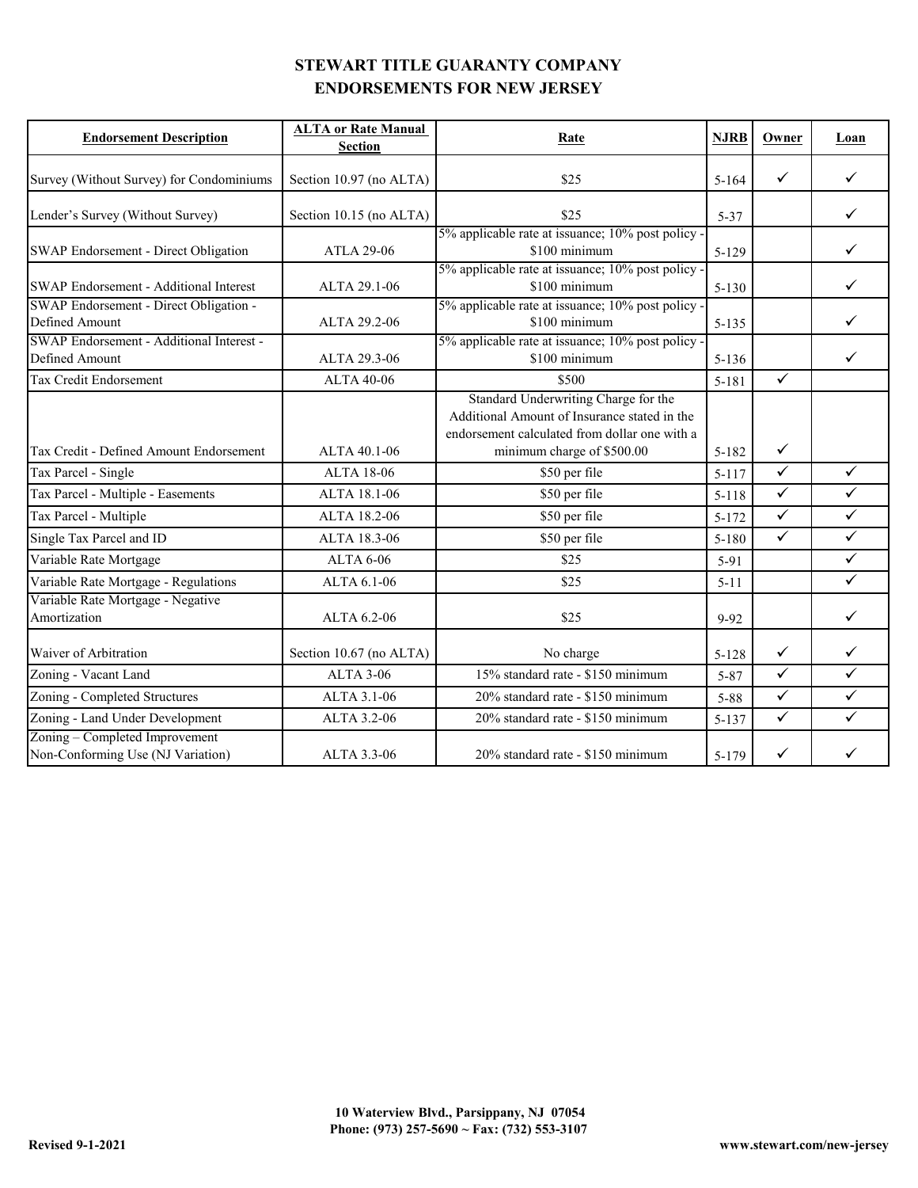# STEWART TITLE GUARANTY COMPANY
# ENDORSEMENTS FOR NEW JERSEY

| Endorsement Description | ALTA or Rate Manual Section | Rate | NJRB | Owner | Loan |
|---|---|---|---|---|---|
| Survey (Without Survey) for Condominiums | Section 10.97 (no ALTA) | $25 | 5-164 | ✓ | ✓ |
| Lender's Survey (Without Survey) | Section 10.15 (no ALTA) | $25 | 5-37 | | ✓ |
| SWAP Endorsement - Direct Obligation | ATLA 29-06 | 5% applicable rate at issuance; 10% post policy - $100 minimum | 5-129 | | ✓ |
| SWAP Endorsement - Additional Interest | ALTA 29.1-06 | 5% applicable rate at issuance; 10% post policy - $100 minimum | 5-130 | | ✓ |
| SWAP Endorsement - Direct Obligation - Defined Amount | ALTA 29.2-06 | 5% applicable rate at issuance; 10% post policy - $100 minimum | 5-135 | | ✓ |
| SWAP Endorsement - Additional Interest - Defined Amount | ALTA 29.3-06 | 5% applicable rate at issuance; 10% post policy - $100 minimum | 5-136 | | ✓ |
| Tax Credit Endorsement | ALTA 40-06 | $500 | 5-181 | ✓ | |
| Tax Credit - Defined Amount Endorsement | ALTA 40.1-06 | Standard Underwriting Charge for the Additional Amount of Insurance stated in the endorsement calculated from dollar one with a minimum charge of $500.00 | 5-182 | ✓ | |
| Tax Parcel - Single | ALTA 18-06 | $50 per file | 5-117 | ✓ | ✓ |
| Tax Parcel - Multiple - Easements | ALTA 18.1-06 | $50 per file | 5-118 | ✓ | ✓ |
| Tax Parcel - Multiple | ALTA 18.2-06 | $50 per file | 5-172 | ✓ | ✓ |
| Single Tax Parcel and ID | ALTA 18.3-06 | $50 per file | 5-180 | ✓ | ✓ |
| Variable Rate Mortgage | ALTA 6-06 | $25 | 5-91 | | ✓ |
| Variable Rate Mortgage - Regulations | ALTA 6.1-06 | $25 | 5-11 | | ✓ |
| Variable Rate Mortgage - Negative Amortization | ALTA 6.2-06 | $25 | 9-92 | | ✓ |
| Waiver of Arbitration | Section 10.67 (no ALTA) | No charge | 5-128 | ✓ | ✓ |
| Zoning - Vacant Land | ALTA 3-06 | 15% standard rate - $150 minimum | 5-87 | ✓ | ✓ |
| Zoning - Completed Structures | ALTA 3.1-06 | 20% standard rate - $150 minimum | 5-88 | ✓ | ✓ |
| Zoning - Land Under Development | ALTA 3.2-06 | 20% standard rate - $150 minimum | 5-137 | ✓ | ✓ |
| Zoning – Completed Improvement Non-Conforming Use (NJ Variation) | ALTA 3.3-06 | 20% standard rate - $150 minimum | 5-179 | ✓ | ✓ |

**10 Waterview Blvd., Parsippany, NJ 07054**
**Phone: (973) 257-5690 ~ Fax: (732) 553-3107**

**Revised 9-1-2021**

**www.stewart.com/new-jersey**